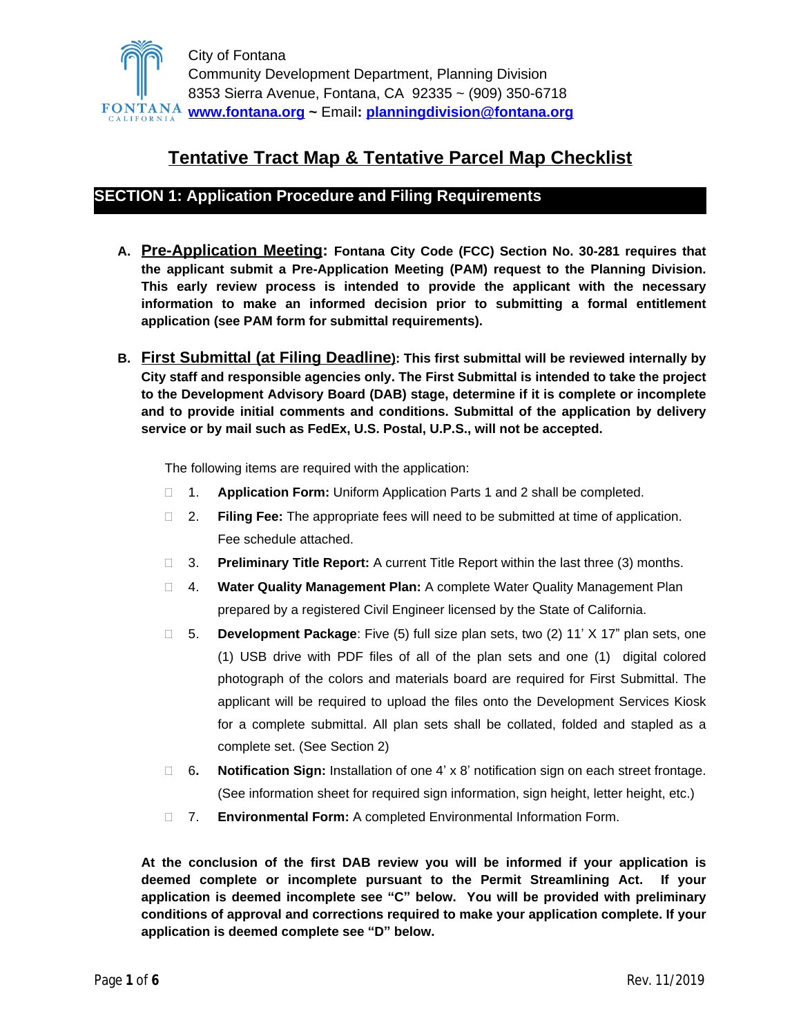City of Fontana
Community Development Department, Planning Division
8353 Sierra Avenue, Fontana, CA 92335 ~ (909) 350-6718
www.fontana.org ~ Email: planningdivision@fontana.org

# Tentative Tract Map & Tentative Parcel Map Checklist

## SECTION 1: Application Procedure and Filing Requirements

**A. Pre-Application Meeting: Fontana City Code (FCC) Section No. 30-281 requires that the applicant submit a Pre-Application Meeting (PAM) request to the Planning Division. This early review process is intended to provide the applicant with the necessary information to make an informed decision prior to submitting a formal entitlement application (see PAM form for submittal requirements).**

**B. First Submittal (at Filing Deadline): This first submittal will be reviewed internally by City staff and responsible agencies only. The First Submittal is intended to take the project to the Development Advisory Board (DAB) stage, determine if it is complete or incomplete and to provide initial comments and conditions. Submittal of the application by delivery service or by mail such as FedEx, U.S. Postal, U.P.S., will not be accepted.**

The following items are required with the application:

- ☐ 1. **Application Form:** Uniform Application Parts 1 and 2 shall be completed.
- ☐ 2. **Filing Fee:** The appropriate fees will need to be submitted at time of application. Fee schedule attached.
- ☐ 3. **Preliminary Title Report:** A current Title Report within the last three (3) months.
- ☐ 4. **Water Quality Management Plan:** A complete Water Quality Management Plan prepared by a registered Civil Engineer licensed by the State of California.
- ☐ 5. **Development Package**: Five (5) full size plan sets, two (2) 11' X 17" plan sets, one (1) USB drive with PDF files of all of the plan sets and one (1) digital colored photograph of the colors and materials board are required for First Submittal. The applicant will be required to upload the files onto the Development Services Kiosk for a complete submittal. All plan sets shall be collated, folded and stapled as a complete set. (See Section 2)
- ☐ 6**.** **Notification Sign:** Installation of one 4' x 8' notification sign on each street frontage. (See information sheet for required sign information, sign height, letter height, etc.)
- ☐ 7. **Environmental Form:** A completed Environmental Information Form.

**At the conclusion of the first DAB review you will be informed if your application is deemed complete or incomplete pursuant to the Permit Streamlining Act. If your application is deemed incomplete see "C" below. You will be provided with preliminary conditions of approval and corrections required to make your application complete. If your application is deemed complete see "D" below.**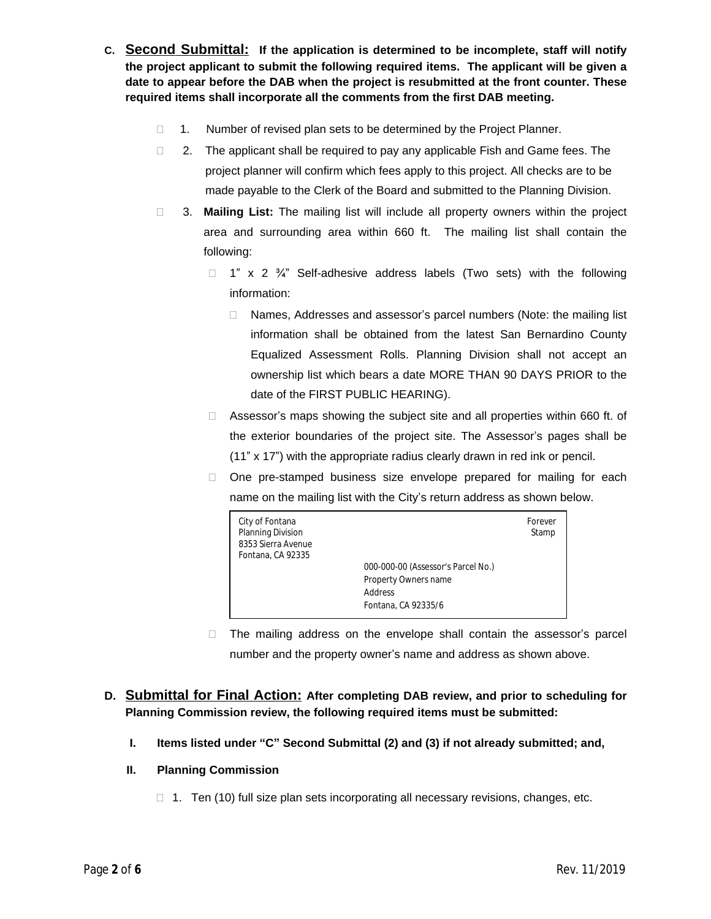**C. <u>Second Submittal:</u> If the application is determined to be incomplete, staff will notify the project applicant to submit the following required items. The applicant will be given a date to appear before the DAB when the project is resubmitted at the front counter. These required items shall incorporate all the comments from the first DAB meeting.**

- ☐ 1. Number of revised plan sets to be determined by the Project Planner.
- ☐ 2. The applicant shall be required to pay any applicable Fish and Game fees. The project planner will confirm which fees apply to this project. All checks are to be made payable to the Clerk of the Board and submitted to the Planning Division.
- ☐ 3. **Mailing List:** The mailing list will include all property owners within the project area and surrounding area within 660 ft. The mailing list shall contain the following:
  - ☐ 1" x 2 ¾" Self-adhesive address labels (Two sets) with the following information:
    - ☐ Names, Addresses and assessor's parcel numbers (Note: the mailing list information shall be obtained from the latest San Bernardino County Equalized Assessment Rolls. Planning Division shall not accept an ownership list which bears a date MORE THAN 90 DAYS PRIOR to the date of the FIRST PUBLIC HEARING).
  - ☐ Assessor's maps showing the subject site and all properties within 660 ft. of the exterior boundaries of the project site. The Assessor's pages shall be (11" x 17") with the appropriate radius clearly drawn in red ink or pencil.
  - ☐ One pre-stamped business size envelope prepared for mailing for each name on the mailing list with the City's return address as shown below.

```
City of Fontana                                                Forever
Planning Division                                                Stamp
8353 Sierra Avenue
Fontana, CA 92335
                         000-000-00 (Assessor's Parcel No.)
                         Property Owners name
                         Address
                         Fontana, CA 92335/6
```

  - ☐ The mailing address on the envelope shall contain the assessor's parcel number and the property owner's name and address as shown above.

**D. <u>Submittal for Final Action:</u> After completing DAB review, and prior to scheduling for Planning Commission review, the following required items must be submitted:**

**I. Items listed under "C" Second Submittal (2) and (3) if not already submitted; and,**

**II. Planning Commission**

- ☐ 1. Ten (10) full size plan sets incorporating all necessary revisions, changes, etc.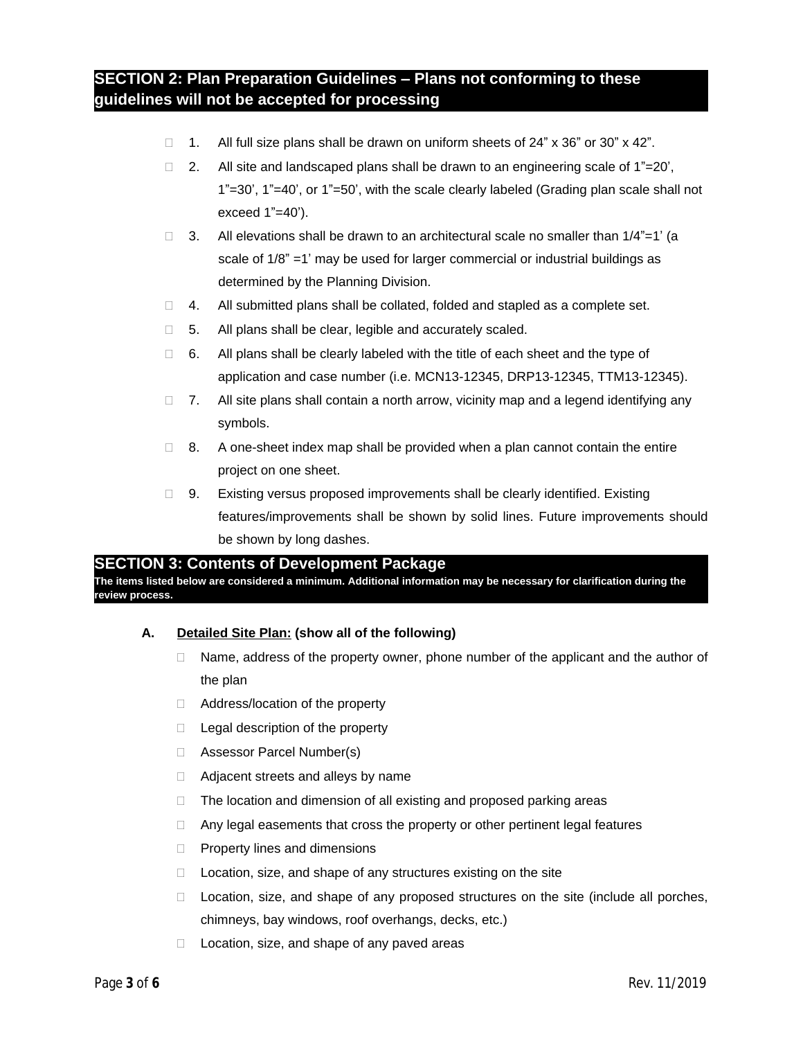## SECTION 2: Plan Preparation Guidelines – Plans not conforming to these guidelines will not be accepted for processing

- ☐ 1. All full size plans shall be drawn on uniform sheets of 24” x 36” or 30” x 42”.
- ☐ 2. All site and landscaped plans shall be drawn to an engineering scale of 1”=20’, 1”=30’, 1”=40’, or 1”=50’, with the scale clearly labeled (Grading plan scale shall not exceed 1”=40’).
- ☐ 3. All elevations shall be drawn to an architectural scale no smaller than 1/4”=1’ (a scale of 1/8” =1’ may be used for larger commercial or industrial buildings as determined by the Planning Division.
- ☐ 4. All submitted plans shall be collated, folded and stapled as a complete set.
- ☐ 5. All plans shall be clear, legible and accurately scaled.
- ☐ 6. All plans shall be clearly labeled with the title of each sheet and the type of application and case number (i.e. MCN13-12345, DRP13-12345, TTM13-12345).
- ☐ 7. All site plans shall contain a north arrow, vicinity map and a legend identifying any symbols.
- ☐ 8. A one-sheet index map shall be provided when a plan cannot contain the entire project on one sheet.
- ☐ 9. Existing versus proposed improvements shall be clearly identified. Existing features/improvements shall be shown by solid lines. Future improvements should be shown by long dashes.

## SECTION 3: Contents of Development Package

**The items listed below are considered a minimum. Additional information may be necessary for clarification during the review process.**

**A. Detailed Site Plan: (show all of the following)**

- ☐ Name, address of the property owner, phone number of the applicant and the author of the plan
- ☐ Address/location of the property
- ☐ Legal description of the property
- ☐ Assessor Parcel Number(s)
- ☐ Adjacent streets and alleys by name
- ☐ The location and dimension of all existing and proposed parking areas
- ☐ Any legal easements that cross the property or other pertinent legal features
- ☐ Property lines and dimensions
- ☐ Location, size, and shape of any structures existing on the site
- ☐ Location, size, and shape of any proposed structures on the site (include all porches, chimneys, bay windows, roof overhangs, decks, etc.)
- ☐ Location, size, and shape of any paved areas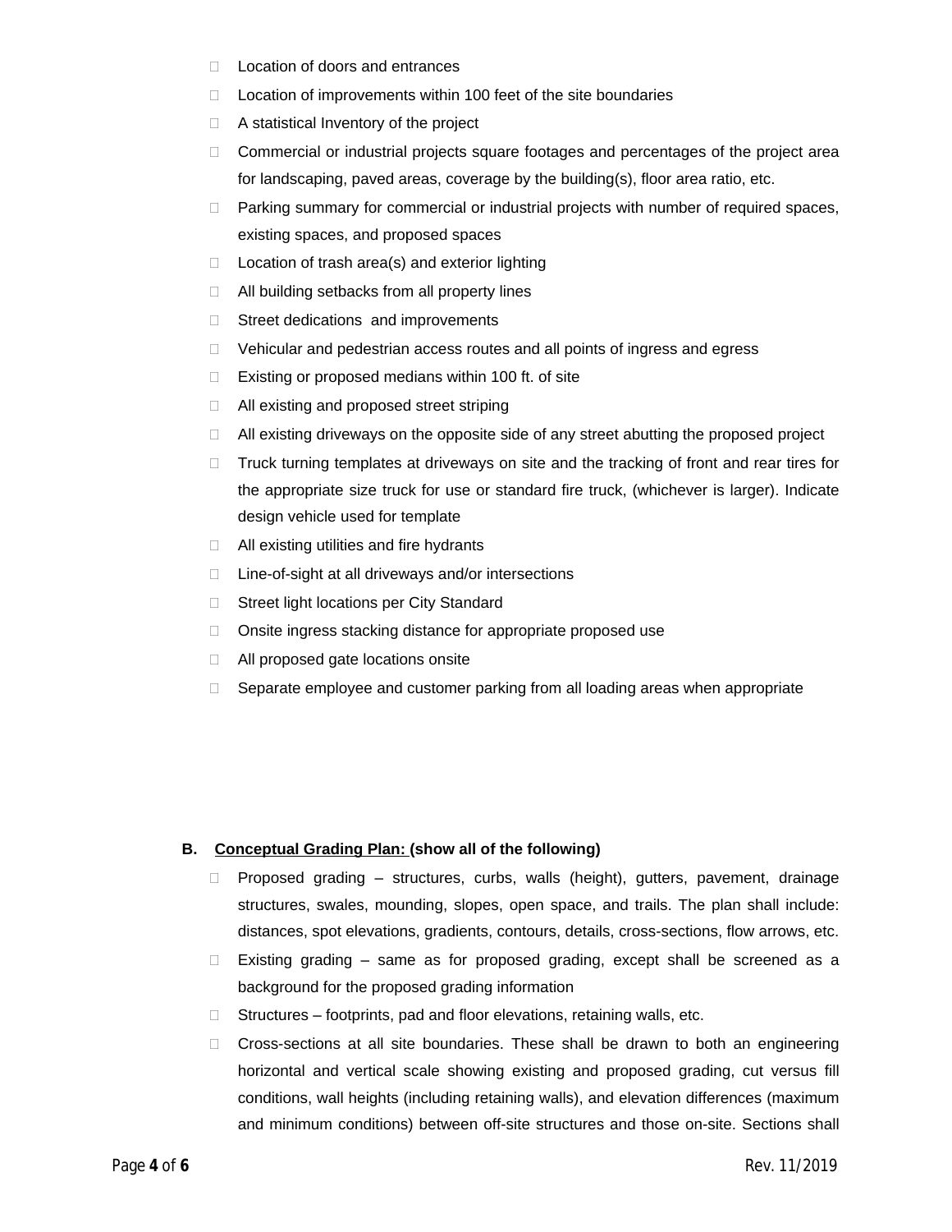- Location of doors and entrances
- Location of improvements within 100 feet of the site boundaries
- A statistical Inventory of the project
- Commercial or industrial projects square footages and percentages of the project area for landscaping, paved areas, coverage by the building(s), floor area ratio, etc.
- Parking summary for commercial or industrial projects with number of required spaces, existing spaces, and proposed spaces
- Location of trash area(s) and exterior lighting
- All building setbacks from all property lines
- Street dedications and improvements
- Vehicular and pedestrian access routes and all points of ingress and egress
- Existing or proposed medians within 100 ft. of site
- All existing and proposed street striping
- All existing driveways on the opposite side of any street abutting the proposed project
- Truck turning templates at driveways on site and the tracking of front and rear tires for the appropriate size truck for use or standard fire truck, (whichever is larger). Indicate design vehicle used for template
- All existing utilities and fire hydrants
- Line-of-sight at all driveways and/or intersections
- Street light locations per City Standard
- Onsite ingress stacking distance for appropriate proposed use
- All proposed gate locations onsite
- Separate employee and customer parking from all loading areas when appropriate

**B. Conceptual Grading Plan: (show all of the following)**

- Proposed grading – structures, curbs, walls (height), gutters, pavement, drainage structures, swales, mounding, slopes, open space, and trails. The plan shall include: distances, spot elevations, gradients, contours, details, cross-sections, flow arrows, etc.
- Existing grading – same as for proposed grading, except shall be screened as a background for the proposed grading information
- Structures – footprints, pad and floor elevations, retaining walls, etc.
- Cross-sections at all site boundaries. These shall be drawn to both an engineering horizontal and vertical scale showing existing and proposed grading, cut versus fill conditions, wall heights (including retaining walls), and elevation differences (maximum and minimum conditions) between off-site structures and those on-site. Sections shall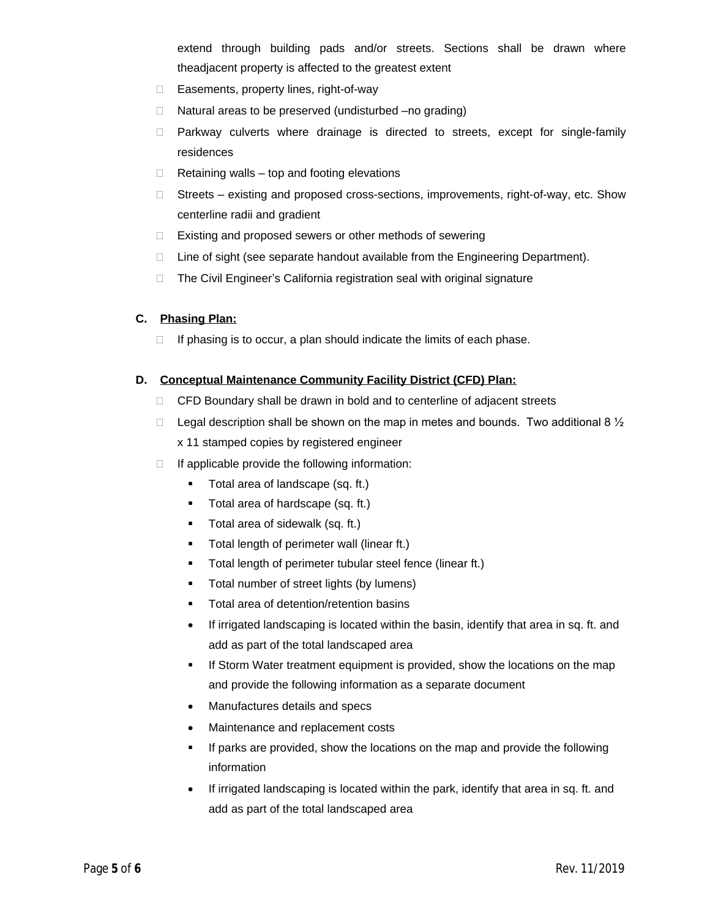extend through building pads and/or streets. Sections shall be drawn where theadjacent property is affected to the greatest extent

- Easements, property lines, right-of-way
- Natural areas to be preserved (undisturbed –no grading)
- Parkway culverts where drainage is directed to streets, except for single-family residences
- Retaining walls – top and footing elevations
- Streets – existing and proposed cross-sections, improvements, right-of-way, etc. Show centerline radii and gradient
- Existing and proposed sewers or other methods of sewering
- Line of sight (see separate handout available from the Engineering Department).
- The Civil Engineer's California registration seal with original signature

**C. <u>Phasing Plan:</u>**

- If phasing is to occur, a plan should indicate the limits of each phase.

**D. <u>Conceptual Maintenance Community Facility District (CFD) Plan:</u>**

- CFD Boundary shall be drawn in bold and to centerline of adjacent streets
- Legal description shall be shown on the map in metes and bounds. Two additional 8 ½ x 11 stamped copies by registered engineer
- If applicable provide the following information:
  - Total area of landscape (sq. ft.)
  - Total area of hardscape (sq. ft.)
  - Total area of sidewalk (sq. ft.)
  - Total length of perimeter wall (linear ft.)
  - Total length of perimeter tubular steel fence (linear ft.)
  - Total number of street lights (by lumens)
  - Total area of detention/retention basins
  - If irrigated landscaping is located within the basin, identify that area in sq. ft. and add as part of the total landscaped area
  - If Storm Water treatment equipment is provided, show the locations on the map and provide the following information as a separate document
  - Manufactures details and specs
  - Maintenance and replacement costs
  - If parks are provided, show the locations on the map and provide the following information
  - If irrigated landscaping is located within the park, identify that area in sq. ft. and add as part of the total landscaped area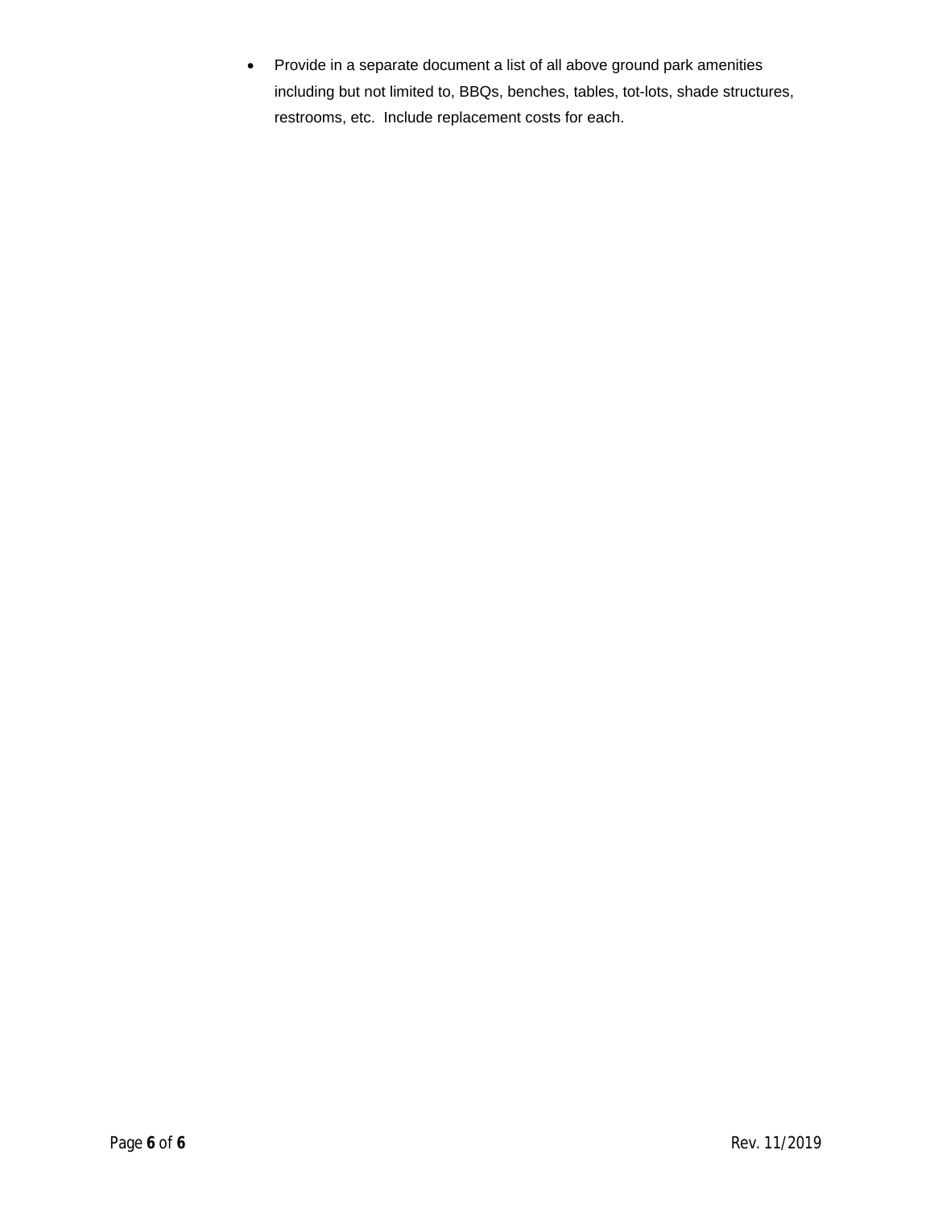- Provide in a separate document a list of all above ground park amenities including but not limited to, BBQs, benches, tables, tot-lots, shade structures, restrooms, etc. Include replacement costs for each.